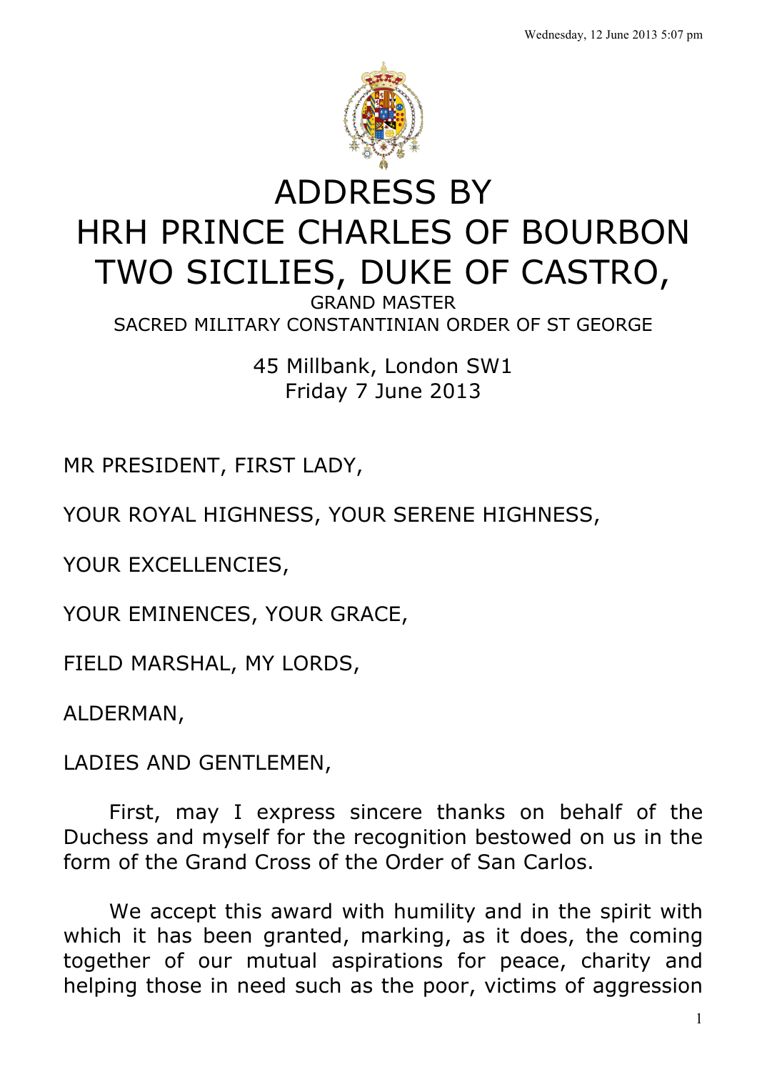# ADDRESS BY HRH PRINCE CHARLES OF BOURBON TWO SICILIES, DUKE OF CASTRO,

GRAND MASTER
SACRED MILITARY CONSTANTINIAN ORDER OF ST GEORGE

45 Millbank, London SW1
Friday 7 June 2013

MR PRESIDENT, FIRST LADY,

YOUR ROYAL HIGHNESS, YOUR SERENE HIGHNESS,

YOUR EXCELLENCIES,

YOUR EMINENCES, YOUR GRACE,

FIELD MARSHAL, MY LORDS,

ALDERMAN,

LADIES AND GENTLEMEN,

First, may I express sincere thanks on behalf of the Duchess and myself for the recognition bestowed on us in the form of the Grand Cross of the Order of San Carlos.

We accept this award with humility and in the spirit with which it has been granted, marking, as it does, the coming together of our mutual aspirations for peace, charity and helping those in need such as the poor, victims of aggression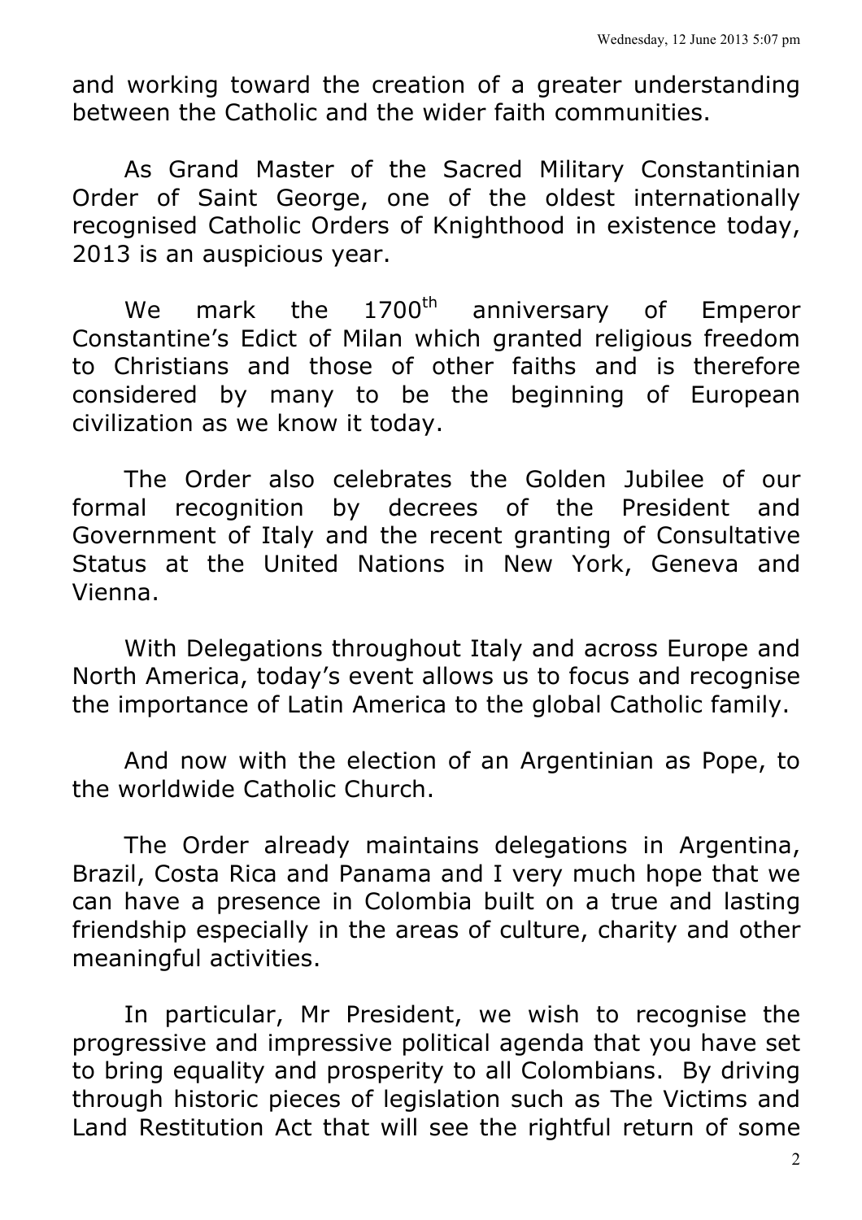and working toward the creation of a greater understanding between the Catholic and the wider faith communities.

As Grand Master of the Sacred Military Constantinian Order of Saint George, one of the oldest internationally recognised Catholic Orders of Knighthood in existence today, 2013 is an auspicious year.

We mark the 1700th anniversary of Emperor Constantine's Edict of Milan which granted religious freedom to Christians and those of other faiths and is therefore considered by many to be the beginning of European civilization as we know it today.

The Order also celebrates the Golden Jubilee of our formal recognition by decrees of the President and Government of Italy and the recent granting of Consultative Status at the United Nations in New York, Geneva and Vienna.

With Delegations throughout Italy and across Europe and North America, today's event allows us to focus and recognise the importance of Latin America to the global Catholic family.

And now with the election of an Argentinian as Pope, to the worldwide Catholic Church.

The Order already maintains delegations in Argentina, Brazil, Costa Rica and Panama and I very much hope that we can have a presence in Colombia built on a true and lasting friendship especially in the areas of culture, charity and other meaningful activities.

In particular, Mr President, we wish to recognise the progressive and impressive political agenda that you have set to bring equality and prosperity to all Colombians. By driving through historic pieces of legislation such as The Victims and Land Restitution Act that will see the rightful return of some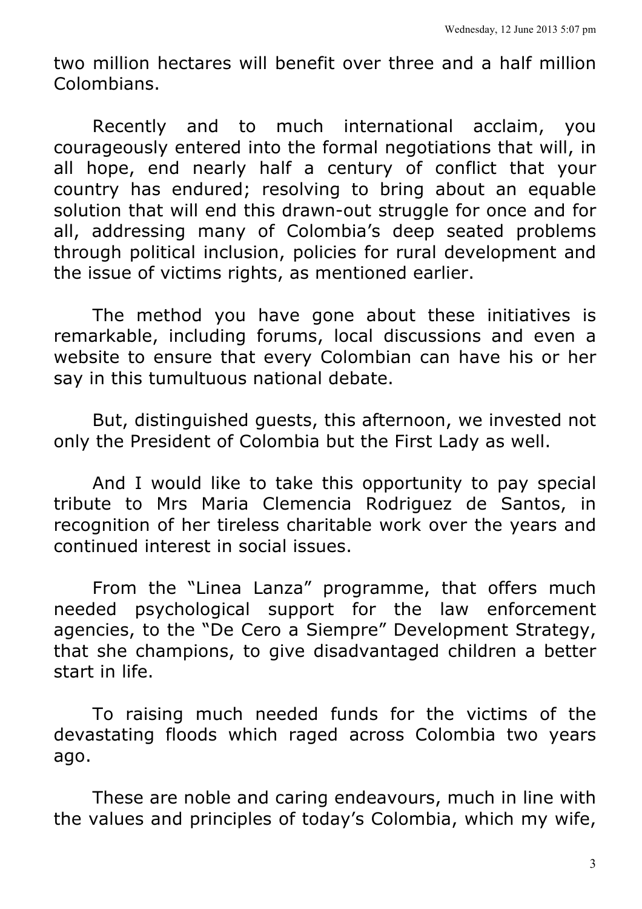two million hectares will benefit over three and a half million Colombians.

Recently and to much international acclaim, you courageously entered into the formal negotiations that will, in all hope, end nearly half a century of conflict that your country has endured; resolving to bring about an equable solution that will end this drawn-out struggle for once and for all, addressing many of Colombia's deep seated problems through political inclusion, policies for rural development and the issue of victims rights, as mentioned earlier.

The method you have gone about these initiatives is remarkable, including forums, local discussions and even a website to ensure that every Colombian can have his or her say in this tumultuous national debate.

But, distinguished guests, this afternoon, we invested not only the President of Colombia but the First Lady as well.

And I would like to take this opportunity to pay special tribute to Mrs Maria Clemencia Rodriguez de Santos, in recognition of her tireless charitable work over the years and continued interest in social issues.

From the "Linea Lanza" programme, that offers much needed psychological support for the law enforcement agencies, to the "De Cero a Siempre" Development Strategy, that she champions, to give disadvantaged children a better start in life.

To raising much needed funds for the victims of the devastating floods which raged across Colombia two years ago.

These are noble and caring endeavours, much in line with the values and principles of today's Colombia, which my wife,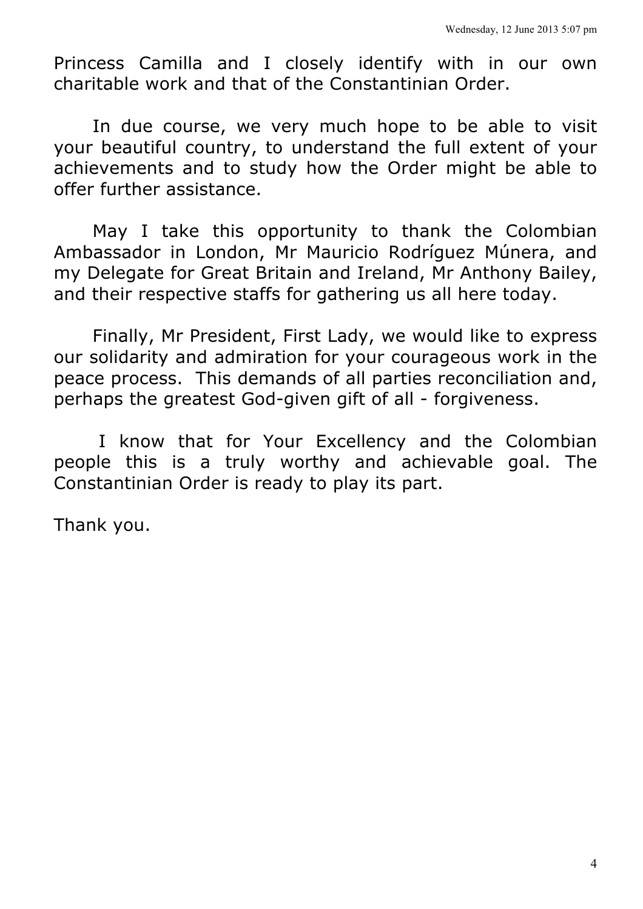Princess Camilla and I closely identify with in our own charitable work and that of the Constantinian Order.

In due course, we very much hope to be able to visit your beautiful country, to understand the full extent of your achievements and to study how the Order might be able to offer further assistance.

May I take this opportunity to thank the Colombian Ambassador in London, Mr Mauricio Rodríguez Múnera, and my Delegate for Great Britain and Ireland, Mr Anthony Bailey, and their respective staffs for gathering us all here today.

Finally, Mr President, First Lady, we would like to express our solidarity and admiration for your courageous work in the peace process. This demands of all parties reconciliation and, perhaps the greatest God-given gift of all - forgiveness.

I know that for Your Excellency and the Colombian people this is a truly worthy and achievable goal. The Constantinian Order is ready to play its part.

Thank you.